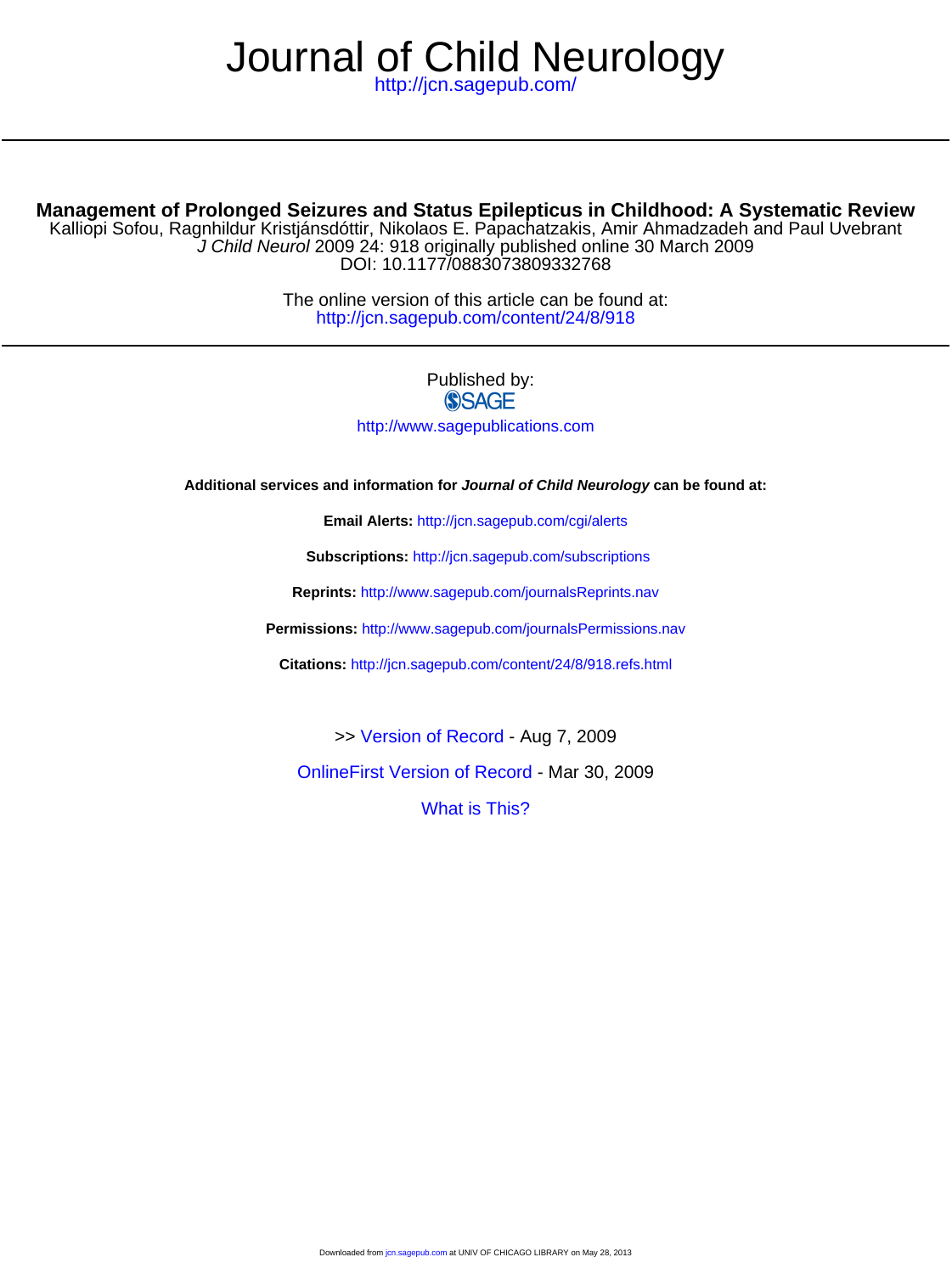# Journal of Child Neurology

http://jcn.sagepub.com/

## Management of Prolonged Seizures and Status Epilepticus in Childhood: A Systematic Review

Kalliopi Sofou, Ragnhildur Kristjánsdóttir, Nikolaos E. Papachatzakis, Amir Ahmadzadeh and Paul Uvebrant

*J Child Neurol* 2009 24: 918 originally published online 30 March 2009

DOI: 10.1177/0883073809332768

The online version of this article can be found at:
http://jcn.sagepub.com/content/24/8/918

Published by:

SAGE

http://www.sagepublications.com

**Additional services and information for *Journal of Child Neurology* can be found at:**

**Email Alerts:** http://jcn.sagepub.com/cgi/alerts

**Subscriptions:** http://jcn.sagepub.com/subscriptions

**Reprints:** http://www.sagepub.com/journalsReprints.nav

**Permissions:** http://www.sagepub.com/journalsPermissions.nav

**Citations:** http://jcn.sagepub.com/content/24/8/918.refs.html

>> Version of Record - Aug 7, 2009

OnlineFirst Version of Record - Mar 30, 2009

What is This?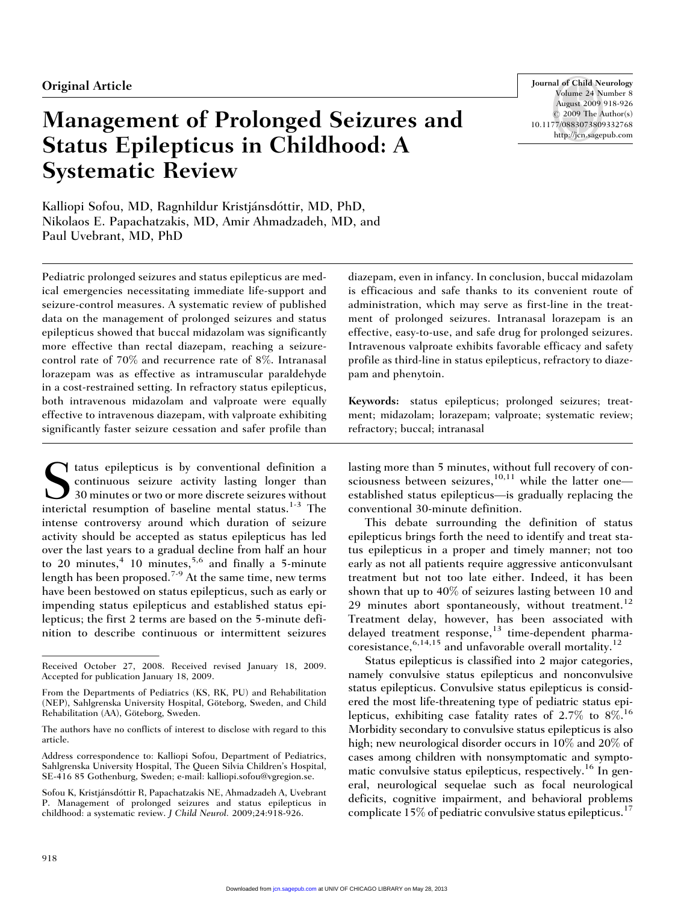Original Article

# Management of Prolonged Seizures and Status Epilepticus in Childhood: A Systematic Review

Kalliopi Sofou, MD, Ragnhildur Kristjánsdóttir, MD, PhD, Nikolaos E. Papachatzakis, MD, Amir Ahmadzadeh, MD, and Paul Uvebrant, MD, PhD

Pediatric prolonged seizures and status epilepticus are medical emergencies necessitating immediate life-support and seizure-control measures. A systematic review of published data on the management of prolonged seizures and status epilepticus showed that buccal midazolam was significantly more effective than rectal diazepam, reaching a seizure-control rate of 70% and recurrence rate of 8%. Intranasal lorazepam was as effective as intramuscular paraldehyde in a cost-restrained setting. In refractory status epilepticus, both intravenous midazolam and valproate were equally effective to intravenous diazepam, with valproate exhibiting significantly faster seizure cessation and safer profile than diazepam, even in infancy. In conclusion, buccal midazolam is efficacious and safe thanks to its convenient route of administration, which may serve as first-line in the treatment of prolonged seizures. Intranasal lorazepam is an effective, easy-to-use, and safe drug for prolonged seizures. Intravenous valproate exhibits favorable efficacy and safety profile as third-line in status epilepticus, refractory to diazepam and phenytoin.

**Keywords:** status epilepticus; prolonged seizures; treatment; midazolam; lorazepam; valproate; systematic review; refractory; buccal; intranasal

Status epilepticus is by conventional definition a continuous seizure activity lasting longer than 30 minutes or two or more discrete seizures without interictal resumption of baseline mental status.[1-3] The intense controversy around which duration of seizure activity should be accepted as status epilepticus has led over the last years to a gradual decline from half an hour to 20 minutes,[4] 10 minutes,[5,6] and finally a 5-minute length has been proposed.[7-9] At the same time, new terms have been bestowed on status epilepticus, such as early or impending status epilepticus and established status epilepticus; the first 2 terms are based on the 5-minute definition to describe continuous or intermittent seizures lasting more than 5 minutes, without full recovery of consciousness between seizures,[10,11] while the latter one—established status epilepticus—is gradually replacing the conventional 30-minute definition.

This debate surrounding the definition of status epilepticus brings forth the need to identify and treat status epilepticus in a proper and timely manner; not too early as not all patients require aggressive anticonvulsant treatment but not too late either. Indeed, it has been shown that up to 40% of seizures lasting between 10 and 29 minutes abort spontaneously, without treatment.[12] Treatment delay, however, has been associated with delayed treatment response,[13] time-dependent pharmacoresistance,[6,14,15] and unfavorable overall mortality.[12]

Status epilepticus is classified into 2 major categories, namely convulsive status epilepticus and nonconvulsive status epilepticus. Convulsive status epilepticus is considered the most life-threatening type of pediatric status epilepticus, exhibiting case fatality rates of 2.7% to 8%.[16] Morbidity secondary to convulsive status epilepticus is also high; new neurological disorder occurs in 10% and 20% of cases among children with nonsymptomatic and symptomatic convulsive status epilepticus, respectively.[16] In general, neurological sequelae such as focal neurological deficits, cognitive impairment, and behavioral problems complicate 15% of pediatric convulsive status epilepticus.[17]

Received October 27, 2008. Received revised January 18, 2009. Accepted for publication January 18, 2009.

From the Departments of Pediatrics (KS, RK, PU) and Rehabilitation (NEP), Sahlgrenska University Hospital, Göteborg, Sweden, and Child Rehabilitation (AA), Göteborg, Sweden.

The authors have no conflicts of interest to disclose with regard to this article.

Address correspondence to: Kalliopi Sofou, Department of Pediatrics, Sahlgrenska University Hospital, The Queen Silvia Children's Hospital, SE-416 85 Gothenburg, Sweden; e-mail: kalliopi.sofou@vgregion.se.

Sofou K, Kristjánsdóttir R, Papachatzakis NE, Ahmadzadeh A, Uvebrant P. Management of prolonged seizures and status epilepticus in childhood: a systematic review. *J Child Neurol*. 2009;24:918-926.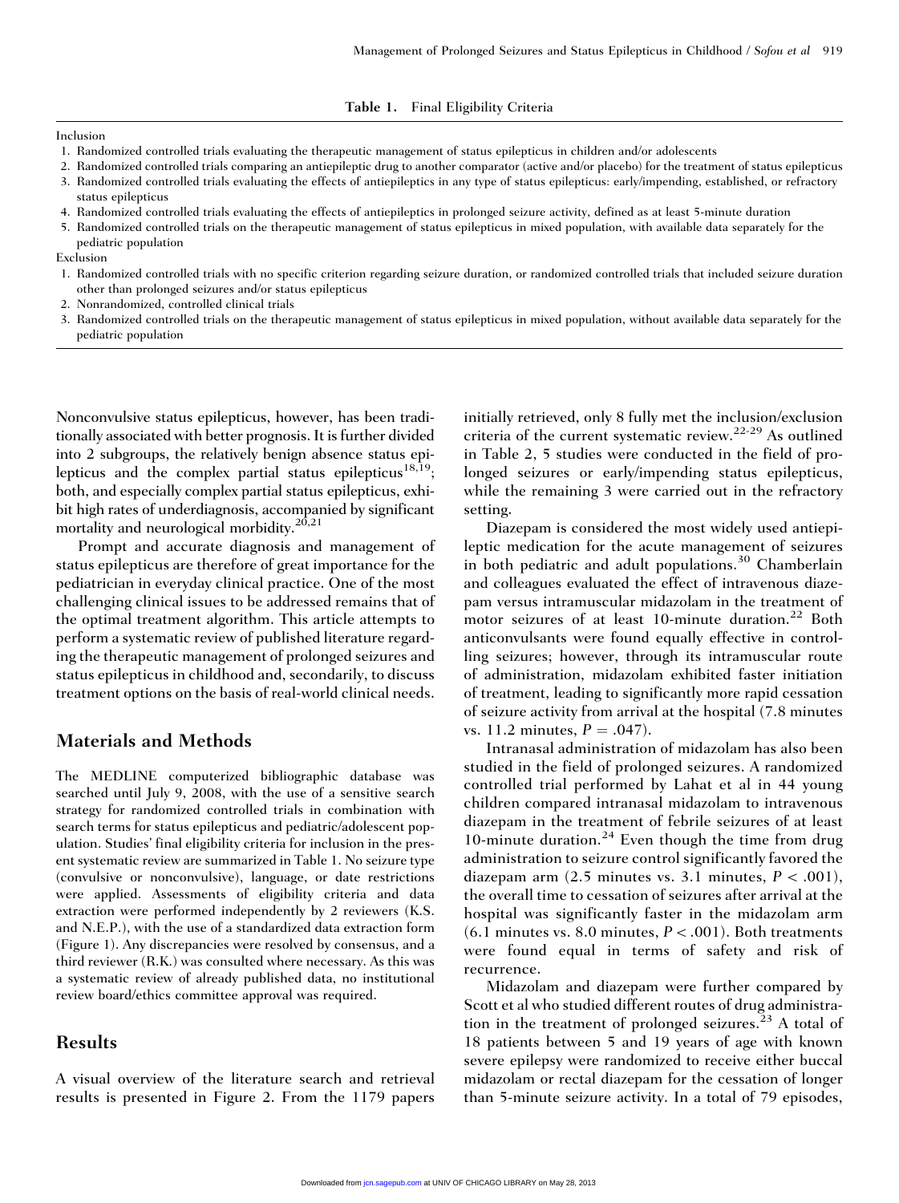**Table 1.** Final Eligibility Criteria

Inclusion

1. Randomized controlled trials evaluating the therapeutic management of status epilepticus in children and/or adolescents
2. Randomized controlled trials comparing an antiepileptic drug to another comparator (active and/or placebo) for the treatment of status epilepticus
3. Randomized controlled trials evaluating the effects of antiepileptics in any type of status epilepticus: early/impending, established, or refractory status epilepticus
4. Randomized controlled trials evaluating the effects of antiepileptics in prolonged seizure activity, defined as at least 5-minute duration
5. Randomized controlled trials on the therapeutic management of status epilepticus in mixed population, with available data separately for the pediatric population

Exclusion

1. Randomized controlled trials with no specific criterion regarding seizure duration, or randomized controlled trials that included seizure duration other than prolonged seizures and/or status epilepticus
2. Nonrandomized, controlled clinical trials
3. Randomized controlled trials on the therapeutic management of status epilepticus in mixed population, without available data separately for the pediatric population

Nonconvulsive status epilepticus, however, has been traditionally associated with better prognosis. It is further divided into 2 subgroups, the relatively benign absence status epilepticus and the complex partial status epilepticus[18,19]; both, and especially complex partial status epilepticus, exhibit high rates of underdiagnosis, accompanied by significant mortality and neurological morbidity.[20,21]

Prompt and accurate diagnosis and management of status epilepticus are therefore of great importance for the pediatrician in everyday clinical practice. One of the most challenging clinical issues to be addressed remains that of the optimal treatment algorithm. This article attempts to perform a systematic review of published literature regarding the therapeutic management of prolonged seizures and status epilepticus in childhood and, secondarily, to discuss treatment options on the basis of real-world clinical needs.

## Materials and Methods

The MEDLINE computerized bibliographic database was searched until July 9, 2008, with the use of a sensitive search strategy for randomized controlled trials in combination with search terms for status epilepticus and pediatric/adolescent population. Studies' final eligibility criteria for inclusion in the present systematic review are summarized in Table 1. No seizure type (convulsive or nonconvulsive), language, or date restrictions were applied. Assessments of eligibility criteria and data extraction were performed independently by 2 reviewers (K.S. and N.E.P.), with the use of a standardized data extraction form (Figure 1). Any discrepancies were resolved by consensus, and a third reviewer (R.K.) was consulted where necessary. As this was a systematic review of already published data, no institutional review board/ethics committee approval was required.

## Results

A visual overview of the literature search and retrieval results is presented in Figure 2. From the 1179 papers initially retrieved, only 8 fully met the inclusion/exclusion criteria of the current systematic review.[22-29] As outlined in Table 2, 5 studies were conducted in the field of prolonged seizures or early/impending status epilepticus, while the remaining 3 were carried out in the refractory setting.

Diazepam is considered the most widely used antiepileptic medication for the acute management of seizures in both pediatric and adult populations.[30] Chamberlain and colleagues evaluated the effect of intravenous diazepam versus intramuscular midazolam in the treatment of motor seizures of at least 10-minute duration.[22] Both anticonvulsants were found equally effective in controlling seizures; however, through its intramuscular route of administration, midazolam exhibited faster initiation of treatment, leading to significantly more rapid cessation of seizure activity from arrival at the hospital (7.8 minutes vs. 11.2 minutes, $P = .047$).

Intranasal administration of midazolam has also been studied in the field of prolonged seizures. A randomized controlled trial performed by Lahat et al in 44 young children compared intranasal midazolam to intravenous diazepam in the treatment of febrile seizures of at least 10-minute duration.[24] Even though the time from drug administration to seizure control significantly favored the diazepam arm (2.5 minutes vs. 3.1 minutes, $P < .001$), the overall time to cessation of seizures after arrival at the hospital was significantly faster in the midazolam arm (6.1 minutes vs. 8.0 minutes, $P < .001$). Both treatments were found equal in terms of safety and risk of recurrence.

Midazolam and diazepam were further compared by Scott et al who studied different routes of drug administration in the treatment of prolonged seizures.[23] A total of 18 patients between 5 and 19 years of age with known severe epilepsy were randomized to receive either buccal midazolam or rectal diazepam for the cessation of longer than 5-minute seizure activity. In a total of 79 episodes,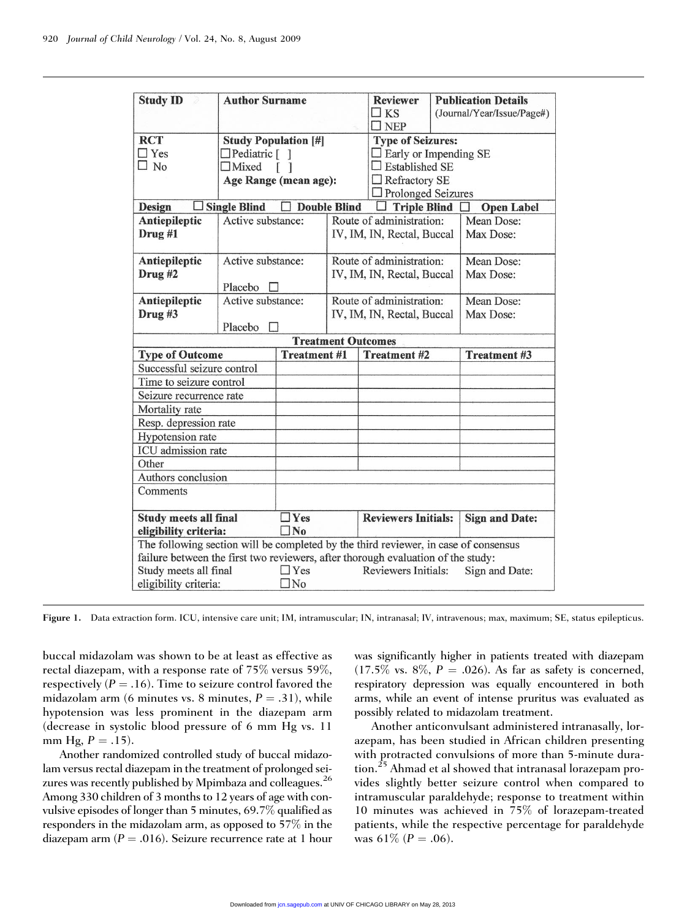| Study ID | Author Surname | | Reviewer ☐ KS ☐ NEP | Publication Details (Journal/Year/Issue/Page#) |
|---|---|---|---|---|
| RCT ☐ Yes ☐ No | Study Population [#] ☐Pediatric [ ] ☐Mixed [ ] Age Range (mean age): | | Type of Seizures: ☐ Early or Impending SE ☐ Established SE ☐ Refractory SE ☐ Prolonged Seizures | |
| Design ☐ Single Blind ☐ Double Blind ☐ Triple Blind ☐ Open Label | | | | |
| Antiepileptic Drug #1 | Active substance: | Route of administration: IV, IM, IN, Rectal, Buccal | | Mean Dose: Max Dose: |
| Antiepileptic Drug #2 | Active substance: Placebo ☐ | Route of administration: IV, IM, IN, Rectal, Buccal | | Mean Dose: Max Dose: |
| Antiepileptic Drug #3 | Active substance: Placebo ☐ | Route of administration: IV, IM, IN, Rectal, Buccal | | Mean Dose: Max Dose: |
| **Treatment Outcomes** | | | | |
| Type of Outcome | Treatment #1 | Treatment #2 | | Treatment #3 |
| Successful seizure control | | | | |
| Time to seizure control | | | | |
| Seizure recurrence rate | | | | |
| Mortality rate | | | | |
| Resp. depression rate | | | | |
| Hypotension rate | | | | |
| ICU admission rate | | | | |
| Other | | | | |
| Authors conclusion | | | | |
| Comments | | | | |
| Study meets all final eligibility criteria: | ☐Yes ☐No | Reviewers Initials: | | Sign and Date: |
| The following section will be completed by the third reviewer, in case of consensus failure between the first two reviewers, after thorough evaluation of the study: | | | | |
| Study meets all final eligibility criteria: | ☐Yes ☐No | Reviewers Initials: | | Sign and Date: |

**Figure 1.** Data extraction form. ICU, intensive care unit; IM, intramuscular; IN, intranasal; IV, intravenous; max, maximum; SE, status epilepticus.

buccal midazolam was shown to be at least as effective as rectal diazepam, with a response rate of 75% versus 59%, respectively ($P = .16$). Time to seizure control favored the midazolam arm (6 minutes vs. 8 minutes, $P = .31$), while hypotension was less prominent in the diazepam arm (decrease in systolic blood pressure of 6 mm Hg vs. 11 mm Hg, $P = .15$).

Another randomized controlled study of buccal midazolam versus rectal diazepam in the treatment of prolonged seizures was recently published by Mpimbaza and colleagues.[26] Among 330 children of 3 months to 12 years of age with convulsive episodes of longer than 5 minutes, 69.7% qualified as responders in the midazolam arm, as opposed to 57% in the diazepam arm ($P = .016$). Seizure recurrence rate at 1 hour was significantly higher in patients treated with diazepam (17.5% vs. 8%, $P = .026$). As far as safety is concerned, respiratory depression was equally encountered in both arms, while an event of intense pruritus was evaluated as possibly related to midazolam treatment.

Another anticonvulsant administered intranasally, lorazepam, has been studied in African children presenting with protracted convulsions of more than 5-minute duration.[25] Ahmad et al showed that intranasal lorazepam provides slightly better seizure control when compared to intramuscular paraldehyde; response to treatment within 10 minutes was achieved in 75% of lorazepam-treated patients, while the respective percentage for paraldehyde was 61% ($P = .06$).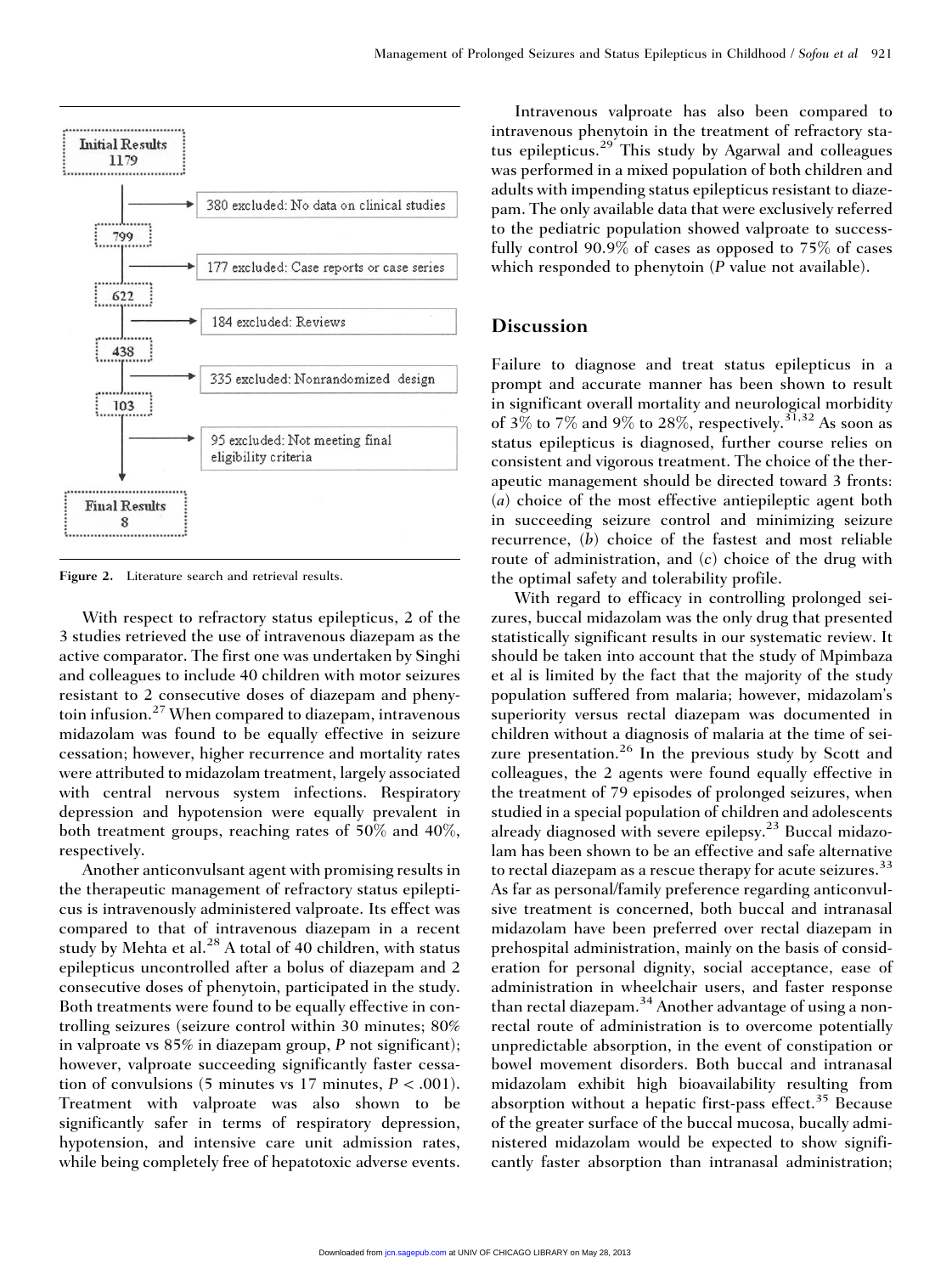Initial Results 1179

380 excluded: No data on clinical studies

799

177 excluded: Case reports or case series

622

184 excluded: Reviews

438

335 excluded: Nonrandomized design

103

95 excluded: Not meeting final eligibility criteria

Final Results 8

**Figure 2.** Literature search and retrieval results.

With respect to refractory status epilepticus, 2 of the 3 studies retrieved the use of intravenous diazepam as the active comparator. The first one was undertaken by Singhi and colleagues to include 40 children with motor seizures resistant to 2 consecutive doses of diazepam and phenytoin infusion.[27] When compared to diazepam, intravenous midazolam was found to be equally effective in seizure cessation; however, higher recurrence and mortality rates were attributed to midazolam treatment, largely associated with central nervous system infections. Respiratory depression and hypotension were equally prevalent in both treatment groups, reaching rates of 50% and 40%, respectively.

Another anticonvulsant agent with promising results in the therapeutic management of refractory status epilepticus is intravenously administered valproate. Its effect was compared to that of intravenous diazepam in a recent study by Mehta et al.[28] A total of 40 children, with status epilepticus uncontrolled after a bolus of diazepam and 2 consecutive doses of phenytoin, participated in the study. Both treatments were found to be equally effective in controlling seizures (seizure control within 30 minutes; 80% in valproate vs 85% in diazepam group, *P* not significant); however, valproate succeeding significantly faster cessation of convulsions (5 minutes vs 17 minutes, $P < .001$). Treatment with valproate was also shown to be significantly safer in terms of respiratory depression, hypotension, and intensive care unit admission rates, while being completely free of hepatotoxic adverse events.

Intravenous valproate has also been compared to intravenous phenytoin in the treatment of refractory status epilepticus.[29] This study by Agarwal and colleagues was performed in a mixed population of both children and adults with impending status epilepticus resistant to diazepam. The only available data that were exclusively referred to the pediatric population showed valproate to successfully control 90.9% of cases as opposed to 75% of cases which responded to phenytoin (*P* value not available).

## Discussion

Failure to diagnose and treat status epilepticus in a prompt and accurate manner has been shown to result in significant overall mortality and neurological morbidity of 3% to 7% and 9% to 28%, respectively.[31,32] As soon as status epilepticus is diagnosed, further course relies on consistent and vigorous treatment. The choice of the therapeutic management should be directed toward 3 fronts: (*a*) choice of the most effective antiepileptic agent both in succeeding seizure control and minimizing seizure recurrence, (*b*) choice of the fastest and most reliable route of administration, and (*c*) choice of the drug with the optimal safety and tolerability profile.

With regard to efficacy in controlling prolonged seizures, buccal midazolam was the only drug that presented statistically significant results in our systematic review. It should be taken into account that the study of Mpimbaza et al is limited by the fact that the majority of the study population suffered from malaria; however, midazolam's superiority versus rectal diazepam was documented in children without a diagnosis of malaria at the time of seizure presentation.[26] In the previous study by Scott and colleagues, the 2 agents were found equally effective in the treatment of 79 episodes of prolonged seizures, when studied in a special population of children and adolescents already diagnosed with severe epilepsy.[23] Buccal midazolam has been shown to be an effective and safe alternative to rectal diazepam as a rescue therapy for acute seizures.[33] As far as personal/family preference regarding anticonvulsive treatment is concerned, both buccal and intranasal midazolam have been preferred over rectal diazepam in prehospital administration, mainly on the basis of consideration for personal dignity, social acceptance, ease of administration in wheelchair users, and faster response than rectal diazepam.[34] Another advantage of using a nonrectal route of administration is to overcome potentially unpredictable absorption, in the event of constipation or bowel movement disorders. Both buccal and intranasal midazolam exhibit high bioavailability resulting from absorption without a hepatic first-pass effect.[35] Because of the greater surface of the buccal mucosa, bucally administered midazolam would be expected to show significantly faster absorption than intranasal administration;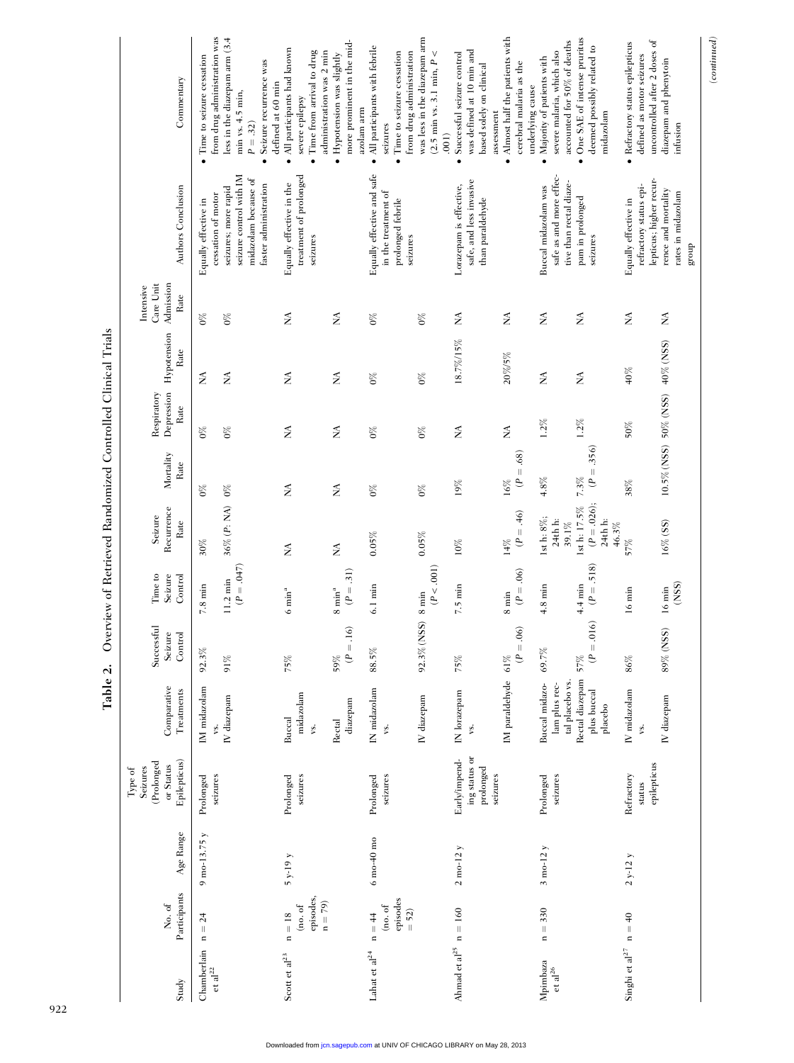**Table 2.** Overview of Retrieved Randomized Controlled Clinical Trials

| Study | No. of Participants | Age Range | Type of Seizures (Prolonged or Status Epilepticus) | Comparative Treatments | Successful Seizure Control | Time to Seizure Control | Seizure Recurrence Rate | Mortality Rate | Respiratory Depression Rate | Hypotension Rate | Intensive Care Unit Admission Rate | Authors Conclusion | Commentary |
|---|---|---|---|---|---|---|---|---|---|---|---|---|---|
| Chamberlain et al[22] | n = 24 | 9 mo-13.75 y | Prolonged seizures | IM midazolam vs. | 92.3% | 7.8 min | 30% | 0% | 0% | NA | 0% | Equally effective in cessation of motor seizures; more rapid seizure control with IM midazolam because of faster administration | • Time to seizure cessation from drug administration was less in the diazepam arm (3.4 min vs. 4.5 min, $P = .32$)<br>• Seizure recurrence was defined at 60 min |
| | | | | IV diazepam | 91% | 11.2 min ($P = .047$) | 36% (P: NA) | 0% | 0% | NA | 0% | | |
| Scott et al[23] | n = 18 (no. of episodes, n = 79) | 5 y-19 y | Prolonged seizures | Buccal midazolam vs. | 75% | 6 min[a] | NA | NA | NA | NA | NA | Equally effective in the treatment of prolonged seizures | • All participants had known severe epilepsy<br>• Time from arrival to drug administration was 2 min<br>• Hypotension was slightly more prominent in the midazolam arm |
| | | | | Rectal diazepam | 59% ($P = .16$) | 8 min[a] ($P = .31$) | NA | NA | NA | NA | NA | | |
| Lahat et al[24] | n = 44 (no. of episodes = 52) | 6 mo-40 mo | Prolonged seizures | IN midazolam vs. | 88.5% | 6.1 min | 0.05% | 0% | 0% | 0% | 0% | Equally effective and safe in the treatment of prolonged febrile seizures | • All participants with febrile seizures<br>• Time to seizure cessation from drug administration was less in the diazepam arm (2.5 min vs. 3.1 min, $P < .001$) |
| | | | | IV diazepam | 92.3% (NSS) | 8 min ($P < .001$) | 0.05% | 0% | 0% | 0% | 0% | | |
| Ahmad et al[25] | n = 160 | 2 mo-12 y | Early/impending status or prolonged seizures | IN lorazepam vs. | 75% | 7.5 min | 10% | 19% | NA | 18.7%/15% | NA | Lorazepam is effective, safe, and less invasive than paraldehyde | • Successful seizure control was defined at 10 min and based solely on clinical assessment<br>• Almost half the patients with cerebral malaria as the underlying cause |
| | | | | IM paraldehyde | 61% ($P = .06$) | 8 min ($P = .06$) | 14% ($P = .46$) | 16% ($P = .68$) | NA | 20%/5% | NA | | |
| Mpimbaza et al[26] | n = 330 | 3 mo-12 y | Prolonged seizures | Buccal midazolam plus rectal placebo vs. | 69.7% | 4.8 min | 1st h: 8%; 24th h: 39.1% | 4.8% | 1.2% | NA | NA | Buccal midazolam was safe as and more effective than rectal diazepam in prolonged seizures | • Majority of patients with severe malaria, which also accounted for 50% of deaths<br>• One SAE of intense pruritus deemed possibly related to midazolam |
| | | | | Rectal diazepam plus buccal placebo | 57% ($P = .016$) | 4.4 min ($P = .518$) | 1st h: 17.5% ($P = .026$); 24th h: 46.3% | 7.3% ($P = .356$) | 1.2% | NA | NA | | |
| Singhi et al[27] | n = 40 | 2 y-12 y | Refractory status epilepticus | IV midazolam vs. | 86% | 16 min | 57% | 38% | 50% | 40% | NA | Equally effective in refractory status epilepticus; higher recurrence and mortality rates in midazolam group | • Refractory status epilepticus defined as motor seizures uncontrolled after 2 doses of diazepam and phenytoin infusion |
| | | | | IV diazepam | 89% (NSS) | 16 min (NSS) | 16% (SS) | 10.5% (NSS) | 50% (NSS) | 40% (NSS) | NA | | |

(*continued*)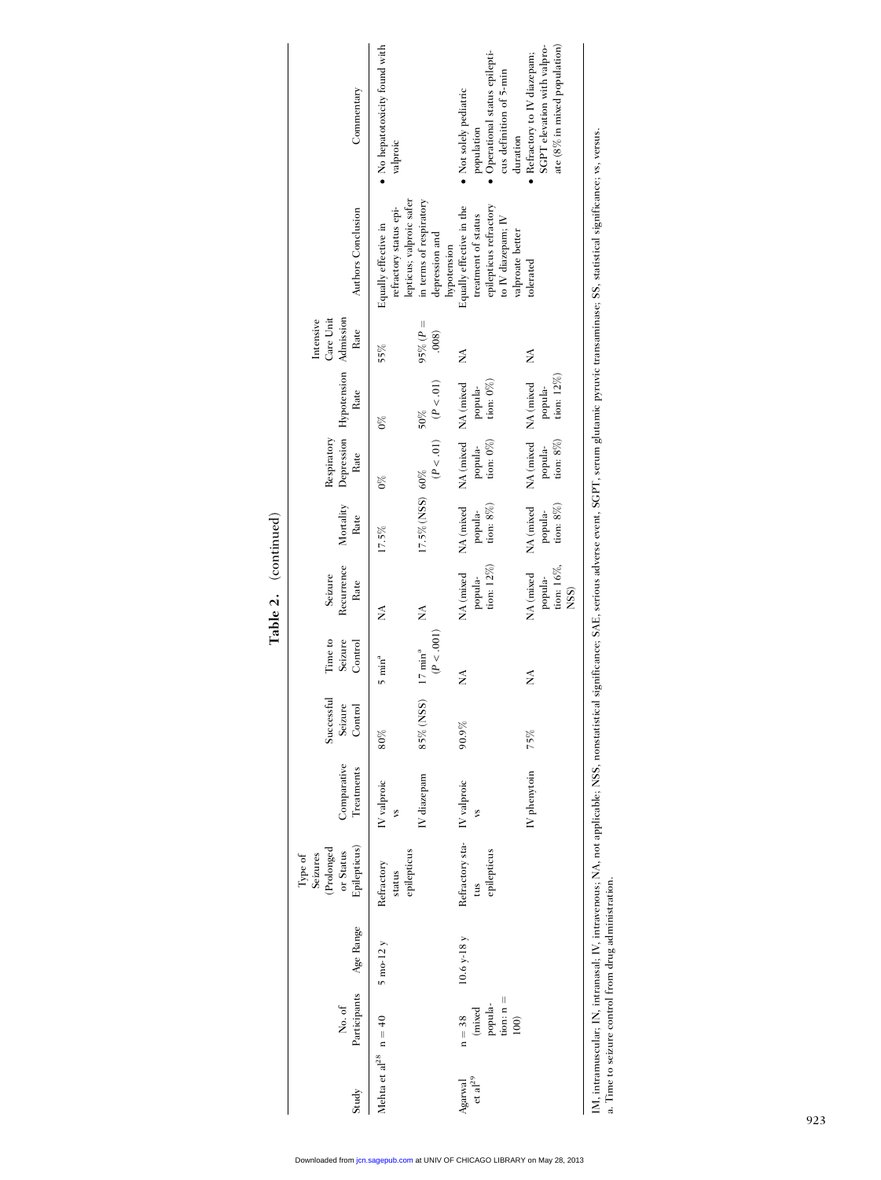**Table 2.** (continued)

| Study | No. of Participants | Age Range | Type of Seizures (Prolonged or Status Epilepticus) | Comparative Treatments | Successful Seizure Control | Time to Seizure Control | Seizure Recurrence Rate | Mortality Rate | Respiratory Depression Rate | Hypotension Rate | Intensive Care Unit Admission Rate | Authors Conclusion | Commentary |
|---|---|---|---|---|---|---|---|---|---|---|---|---|---|
| Mehta et al[28] | n = 40 | 5 mo-12 y | Refractory status epilepticus | IV valproic vs | 80% | 5 min[a] | NA | 17.5% | 0% | 0% | 55% | Equally effective in refractory status epilepticus; valproic safer in terms of respiratory depression and hypotension | • No hepatotoxicity found with valproic |
| | | | | IV diazepam | 85% (NSS) | 17 min[a] ($P < .001$) | NA | 17.5% (NSS) | 60% ($P < .01$) | 50% ($P < .01$) | 95% ($P = .008$) | | |
| Agarwal et al[29] | n = 38 (mixed population: n = 100) | 10.6 y-18 y | Refractory status epilepticus | IV valproic vs | 90.9% | NA | NA (mixed population: 12%) | NA (mixed population: 8%) | NA (mixed population: 0%) | NA (mixed population: 0%) | NA | Equally effective in the treatment of status epilepticus refractory to IV diazepam; IV valproate better tolerated | • Not solely pediatric population • Operational status epilepticus definition of 5-min duration • Refractory to IV diazepam; SGPT elevation with valproate (8% in mixed population) |
| | | | | IV phenytoin | 75% | NA | NA (mixed population: 16%, NSS) | NA (mixed population: 8%) | NA (mixed population: 8%) | NA (mixed population: 12%) | NA | | |

IM, intramuscular; IN, intranasal; IV, intravenous; NA, not applicable; NSS, nonstatistical significance; SAE, serious adverse event, SGPT, serum glutamic pyruvic transaminase; SS, statistical significance; vs, versus.
a. Time to seizure control from drug administration.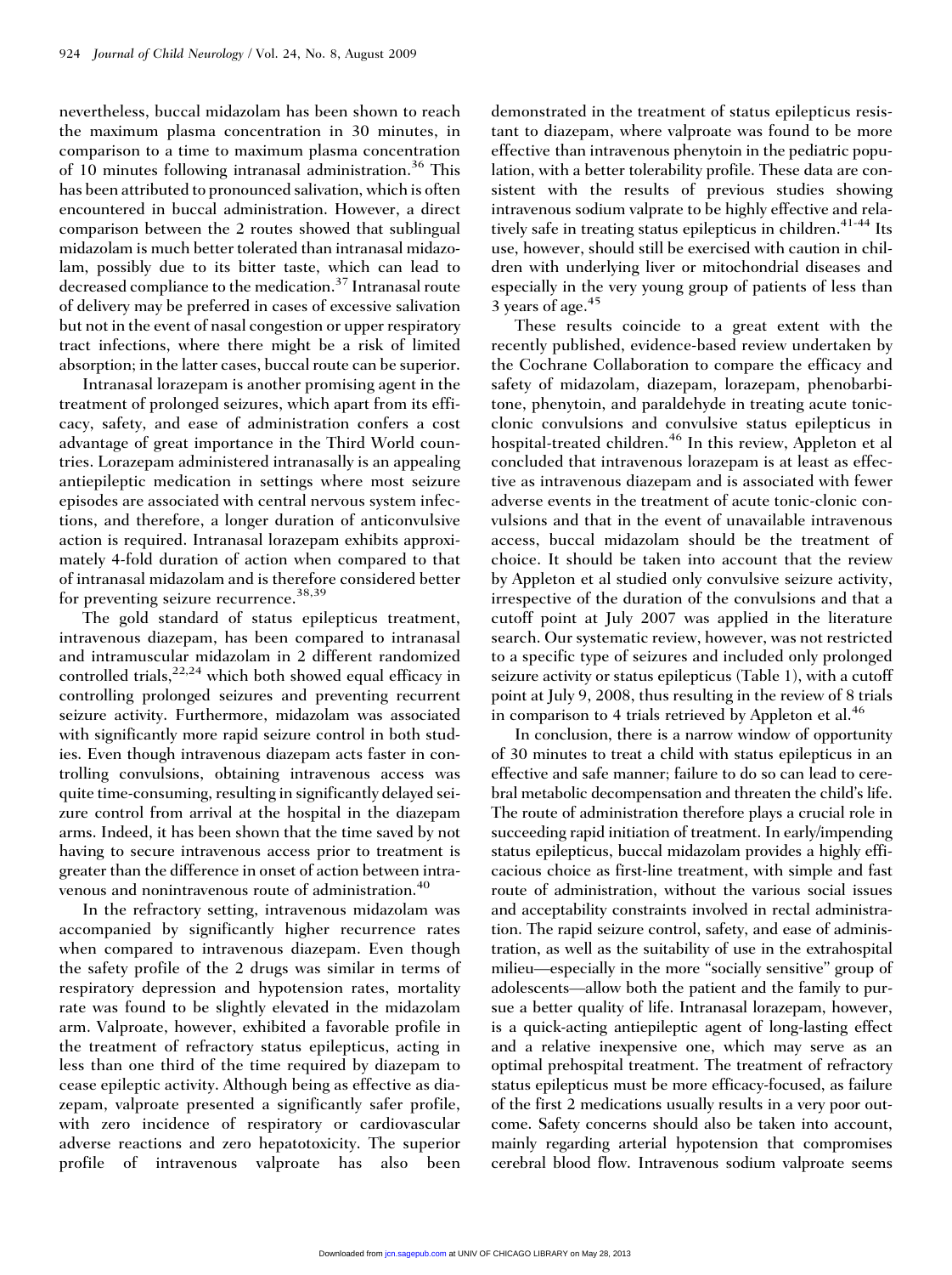nevertheless, buccal midazolam has been shown to reach the maximum plasma concentration in 30 minutes, in comparison to a time to maximum plasma concentration of 10 minutes following intranasal administration.[36] This has been attributed to pronounced salivation, which is often encountered in buccal administration. However, a direct comparison between the 2 routes showed that sublingual midazolam is much better tolerated than intranasal midazolam, possibly due to its bitter taste, which can lead to decreased compliance to the medication.[37] Intranasal route of delivery may be preferred in cases of excessive salivation but not in the event of nasal congestion or upper respiratory tract infections, where there might be a risk of limited absorption; in the latter cases, buccal route can be superior.

Intranasal lorazepam is another promising agent in the treatment of prolonged seizures, which apart from its efficacy, safety, and ease of administration confers a cost advantage of great importance in the Third World countries. Lorazepam administered intranasally is an appealing antiepileptic medication in settings where most seizure episodes are associated with central nervous system infections, and therefore, a longer duration of anticonvulsive action is required. Intranasal lorazepam exhibits approximately 4-fold duration of action when compared to that of intranasal midazolam and is therefore considered better for preventing seizure recurrence.[38,39]

The gold standard of status epilepticus treatment, intravenous diazepam, has been compared to intranasal and intramuscular midazolam in 2 different randomized controlled trials,[22,24] which both showed equal efficacy in controlling prolonged seizures and preventing recurrent seizure activity. Furthermore, midazolam was associated with significantly more rapid seizure control in both studies. Even though intravenous diazepam acts faster in controlling convulsions, obtaining intravenous access was quite time-consuming, resulting in significantly delayed seizure control from arrival at the hospital in the diazepam arms. Indeed, it has been shown that the time saved by not having to secure intravenous access prior to treatment is greater than the difference in onset of action between intravenous and nonintravenous route of administration.[40]

In the refractory setting, intravenous midazolam was accompanied by significantly higher recurrence rates when compared to intravenous diazepam. Even though the safety profile of the 2 drugs was similar in terms of respiratory depression and hypotension rates, mortality rate was found to be slightly elevated in the midazolam arm. Valproate, however, exhibited a favorable profile in the treatment of refractory status epilepticus, acting in less than one third of the time required by diazepam to cease epileptic activity. Although being as effective as diazepam, valproate presented a significantly safer profile, with zero incidence of respiratory or cardiovascular adverse reactions and zero hepatotoxicity. The superior profile of intravenous valproate has also been demonstrated in the treatment of status epilepticus resistant to diazepam, where valproate was found to be more effective than intravenous phenytoin in the pediatric population, with a better tolerability profile. These data are consistent with the results of previous studies showing intravenous sodium valprate to be highly effective and relatively safe in treating status epilepticus in children.[41-44] Its use, however, should still be exercised with caution in children with underlying liver or mitochondrial diseases and especially in the very young group of patients of less than 3 years of age.[45]

These results coincide to a great extent with the recently published, evidence-based review undertaken by the Cochrane Collaboration to compare the efficacy and safety of midazolam, diazepam, lorazepam, phenobarbitone, phenytoin, and paraldehyde in treating acute tonic-clonic convulsions and convulsive status epilepticus in hospital-treated children.[46] In this review, Appleton et al concluded that intravenous lorazepam is at least as effective as intravenous diazepam and is associated with fewer adverse events in the treatment of acute tonic-clonic convulsions and that in the event of unavailable intravenous access, buccal midazolam should be the treatment of choice. It should be taken into account that the review by Appleton et al studied only convulsive seizure activity, irrespective of the duration of the convulsions and that a cutoff point at July 2007 was applied in the literature search. Our systematic review, however, was not restricted to a specific type of seizures and included only prolonged seizure activity or status epilepticus (Table 1), with a cutoff point at July 9, 2008, thus resulting in the review of 8 trials in comparison to 4 trials retrieved by Appleton et al.[46]

In conclusion, there is a narrow window of opportunity of 30 minutes to treat a child with status epilepticus in an effective and safe manner; failure to do so can lead to cerebral metabolic decompensation and threaten the child's life. The route of administration therefore plays a crucial role in succeeding rapid initiation of treatment. In early/impending status epilepticus, buccal midazolam provides a highly efficacious choice as first-line treatment, with simple and fast route of administration, without the various social issues and acceptability constraints involved in rectal administration. The rapid seizure control, safety, and ease of administration, as well as the suitability of use in the extrahospital milieu—especially in the more "socially sensitive" group of adolescents—allow both the patient and the family to pursue a better quality of life. Intranasal lorazepam, however, is a quick-acting antiepileptic agent of long-lasting effect and a relative inexpensive one, which may serve as an optimal prehospital treatment. The treatment of refractory status epilepticus must be more efficacy-focused, as failure of the first 2 medications usually results in a very poor outcome. Safety concerns should also be taken into account, mainly regarding arterial hypotension that compromises cerebral blood flow. Intravenous sodium valproate seems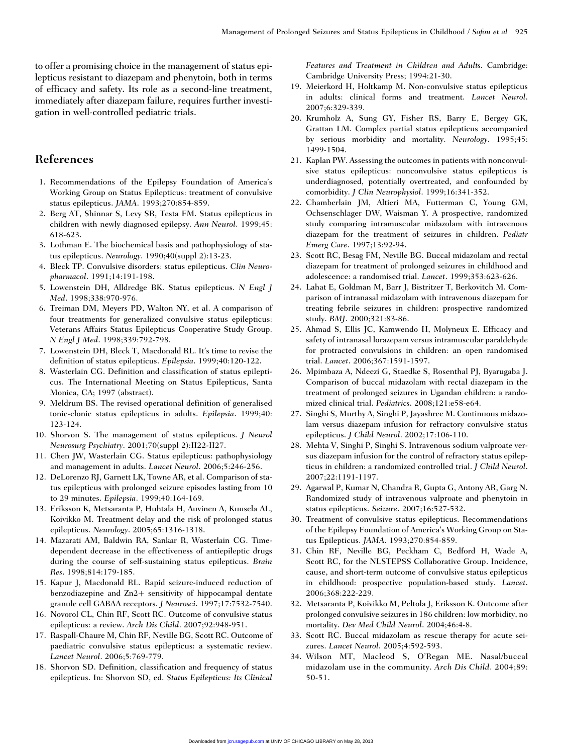to offer a promising choice in the management of status epilepticus resistant to diazepam and phenytoin, both in terms of efficacy and safety. Its role as a second-line treatment, immediately after diazepam failure, requires further investigation in well-controlled pediatric trials.

## References

1. Recommendations of the Epilepsy Foundation of America's Working Group on Status Epilepticus: treatment of convulsive status epilepticus. *JAMA*. 1993;270:854-859.
2. Berg AT, Shinnar S, Levy SR, Testa FM. Status epilepticus in children with newly diagnosed epilepsy. *Ann Neurol*. 1999;45: 618-623.
3. Lothman E. The biochemical basis and pathophysiology of status epilepticus. *Neurology*. 1990;40(suppl 2):13-23.
4. Bleck TP. Convulsive disorders: status epilepticus. *Clin Neuropharmacol*. 1991;14:191-198.
5. Lowenstein DH, Alldredge BK. Status epilepticus. *N Engl J Med*. 1998;338:970-976.
6. Treiman DM, Meyers PD, Walton NY, et al. A comparison of four treatments for generalized convulsive status epilepticus: Veterans Affairs Status Epilepticus Cooperative Study Group. *N Engl J Med*. 1998;339:792-798.
7. Lowenstein DH, Bleck T, Macdonald RL. It's time to revise the definition of status epilepticus. *Epilepsia*. 1999;40:120-122.
8. Wasterlain CG. Definition and classification of status epilepticus. The International Meeting on Status Epilepticus, Santa Monica, CA; 1997 (abstract).
9. Meldrum BS. The revised operational definition of generalised tonic-clonic status epilepticus in adults. *Epilepsia*. 1999;40: 123-124.
10. Shorvon S. The management of status epilepticus. *J Neurol Neurosurg Psychiatry*. 2001;70(suppl 2):II22-II27.
11. Chen JW, Wasterlain CG. Status epilepticus: pathophysiology and management in adults. *Lancet Neurol*. 2006;5:246-256.
12. DeLorenzo RJ, Garnett LK, Towne AR, et al. Comparison of status epilepticus with prolonged seizure episodes lasting from 10 to 29 minutes. *Epilepsia*. 1999;40:164-169.
13. Eriksson K, Metsaranta P, Huhtala H, Auvinen A, Kuusela AL, Koivikko M. Treatment delay and the risk of prolonged status epilepticus. *Neurology*. 2005;65:1316-1318.
14. Mazarati AM, Baldwin RA, Sankar R, Wasterlain CG. Time-dependent decrease in the effectiveness of antiepileptic drugs during the course of self-sustaining status epilepticus. *Brain Res*. 1998;814:179-185.
15. Kapur J, Macdonald RL. Rapid seizure-induced reduction of benzodiazepine and Zn2+ sensitivity of hippocampal dentate granule cell GABAA receptors. *J Neurosci*. 1997;17:7532-7540.
16. Novorol CL, Chin RF, Scott RC. Outcome of convulsive status epilepticus: a review. *Arch Dis Child*. 2007;92:948-951.
17. Raspall-Chaure M, Chin RF, Neville BG, Scott RC. Outcome of paediatric convulsive status epilepticus: a systematic review. *Lancet Neurol*. 2006;5:769-779.
18. Shorvon SD. Definition, classification and frequency of status epilepticus. In: Shorvon SD, ed. *Status Epilepticus: Its Clinical Features and Treatment in Children and Adults.* Cambridge: Cambridge University Press; 1994:21-30.
19. Meierkord H, Holtkamp M. Non-convulsive status epilepticus in adults: clinical forms and treatment. *Lancet Neurol*. 2007;6:329-339.
20. Krumholz A, Sung GY, Fisher RS, Barry E, Bergey GK, Grattan LM. Complex partial status epilepticus accompanied by serious morbidity and mortality. *Neurology*. 1995;45: 1499-1504.
21. Kaplan PW. Assessing the outcomes in patients with nonconvulsive status epilepticus: nonconvulsive status epilepticus is underdiagnosed, potentially overtreated, and confounded by comorbidity. *J Clin Neurophysiol*. 1999;16:341-352.
22. Chamberlain JM, Altieri MA, Futterman C, Young GM, Ochsenschlager DW, Waisman Y. A prospective, randomized study comparing intramuscular midazolam with intravenous diazepam for the treatment of seizures in children. *Pediatr Emerg Care*. 1997;13:92-94.
23. Scott RC, Besag FM, Neville BG. Buccal midazolam and rectal diazepam for treatment of prolonged seizures in childhood and adolescence: a randomised trial. *Lancet*. 1999;353:623-626.
24. Lahat E, Goldman M, Barr J, Bistritzer T, Berkovitch M. Comparison of intranasal midazolam with intravenous diazepam for treating febrile seizures in children: prospective randomized study. *BMJ*. 2000;321:83-86.
25. Ahmad S, Ellis JC, Kamwendo H, Molyneux E. Efficacy and safety of intranasal lorazepam versus intramuscular paraldehyde for protracted convulsions in children: an open randomised trial. *Lancet*. 2006;367:1591-1597.
26. Mpimbaza A, Ndeezi G, Staedke S, Rosenthal PJ, Byarugaba J. Comparison of buccal midazolam with rectal diazepam in the treatment of prolonged seizures in Ugandan children: a randomized clinical trial. *Pediatrics*. 2008;121:e58-e64.
27. Singhi S, Murthy A, Singhi P, Jayashree M. Continuous midazolam versus diazepam infusion for refractory convulsive status epilepticus. *J Child Neurol*. 2002;17:106-110.
28. Mehta V, Singhi P, Singhi S. Intravenous sodium valproate versus diazepam infusion for the control of refractory status epilepticus in children: a randomized controlled trial. *J Child Neurol*. 2007;22:1191-1197.
29. Agarwal P, Kumar N, Chandra R, Gupta G, Antony AR, Garg N. Randomized study of intravenous valproate and phenytoin in status epilepticus. *Seizure*. 2007;16:527-532.
30. Treatment of convulsive status epilepticus. Recommendations of the Epilepsy Foundation of America's Working Group on Status Epilepticus. *JAMA*. 1993;270:854-859.
31. Chin RF, Neville BG, Peckham C, Bedford H, Wade A, Scott RC, for the NLSTEPSS Collaborative Group. Incidence, cause, and short-term outcome of convulsive status epilepticus in childhood: prospective population-based study. *Lancet*. 2006;368:222-229.
32. Metsaranta P, Koivikko M, Peltola J, Eriksson K. Outcome after prolonged convulsive seizures in 186 children: low morbidity, no mortality. *Dev Med Child Neurol*. 2004;46:4-8.
33. Scott RC. Buccal midazolam as rescue therapy for acute seizures. *Lancet Neurol*. 2005;4:592-593.
34. Wilson MT, Macleod S, O'Regan ME. Nasal/buccal midazolam use in the community. *Arch Dis Child*. 2004;89: 50-51.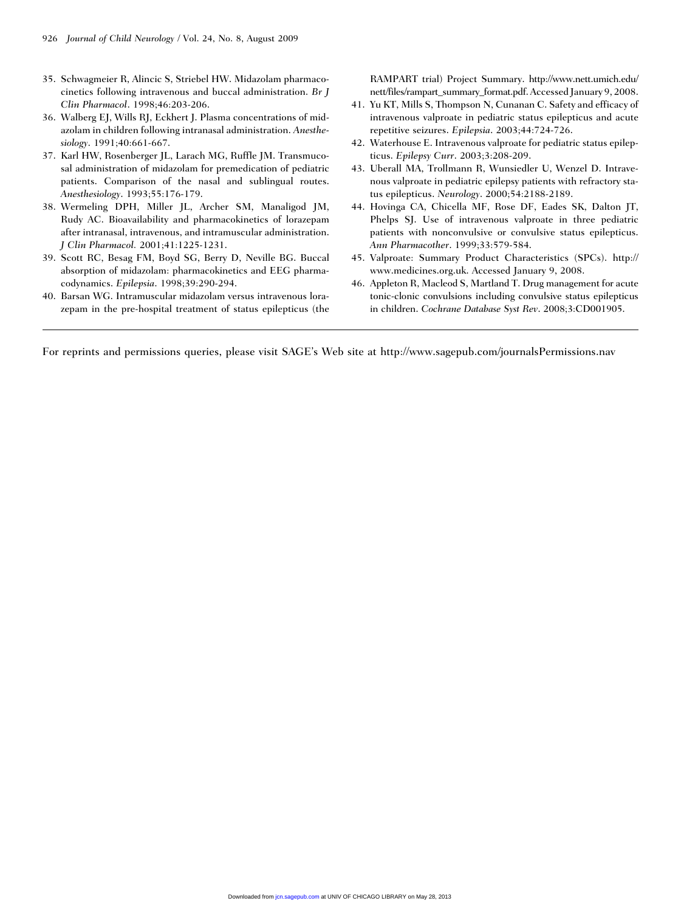35. Schwagmeier R, Alincic S, Striebel HW. Midazolam pharmacocinetics following intravenous and buccal administration. *Br J Clin Pharmacol*. 1998;46:203-206.
36. Walberg EJ, Wills RJ, Eckhert J. Plasma concentrations of midazolam in children following intranasal administration. *Anesthesiology*. 1991;40:661-667.
37. Karl HW, Rosenberger JL, Larach MG, Ruffle JM. Transmucosal administration of midazolam for premedication of pediatric patients. Comparison of the nasal and sublingual routes. *Anesthesiology*. 1993;55:176-179.
38. Wermeling DPH, Miller JL, Archer SM, Manaligod JM, Rudy AC. Bioavailability and pharmacokinetics of lorazepam after intranasal, intravenous, and intramuscular administration. *J Clin Pharmacol.* 2001;41:1225-1231.
39. Scott RC, Besag FM, Boyd SG, Berry D, Neville BG. Buccal absorption of midazolam: pharmacokinetics and EEG pharmacodynamics. *Epilepsia*. 1998;39:290-294.
40. Barsan WG. Intramuscular midazolam versus intravenous lorazepam in the pre-hospital treatment of status epilepticus (the RAMPART trial) Project Summary. http://www.nett.umich.edu/nett/files/rampart_summary_format.pdf. Accessed January 9, 2008.
41. Yu KT, Mills S, Thompson N, Cunanan C. Safety and efficacy of intravenous valproate in pediatric status epilepticus and acute repetitive seizures. *Epilepsia*. 2003;44:724-726.
42. Waterhouse E. Intravenous valproate for pediatric status epilepticus. *Epilepsy Curr*. 2003;3:208-209.
43. Uberall MA, Trollmann R, Wunsiedler U, Wenzel D. Intravenous valproate in pediatric epilepsy patients with refractory status epilepticus. *Neurology*. 2000;54:2188-2189.
44. Hovinga CA, Chicella MF, Rose DF, Eades SK, Dalton JT, Phelps SJ. Use of intravenous valproate in three pediatric patients with nonconvulsive or convulsive status epilepticus. *Ann Pharmacother*. 1999;33:579-584.
45. Valproate: Summary Product Characteristics (SPCs). http://www.medicines.org.uk. Accessed January 9, 2008.
46. Appleton R, Macleod S, Martland T. Drug management for acute tonic-clonic convulsions including convulsive status epilepticus in children. *Cochrane Database Syst Rev*. 2008;3:CD001905.

For reprints and permissions queries, please visit SAGE's Web site at http://www.sagepub.com/journalsPermissions.nav